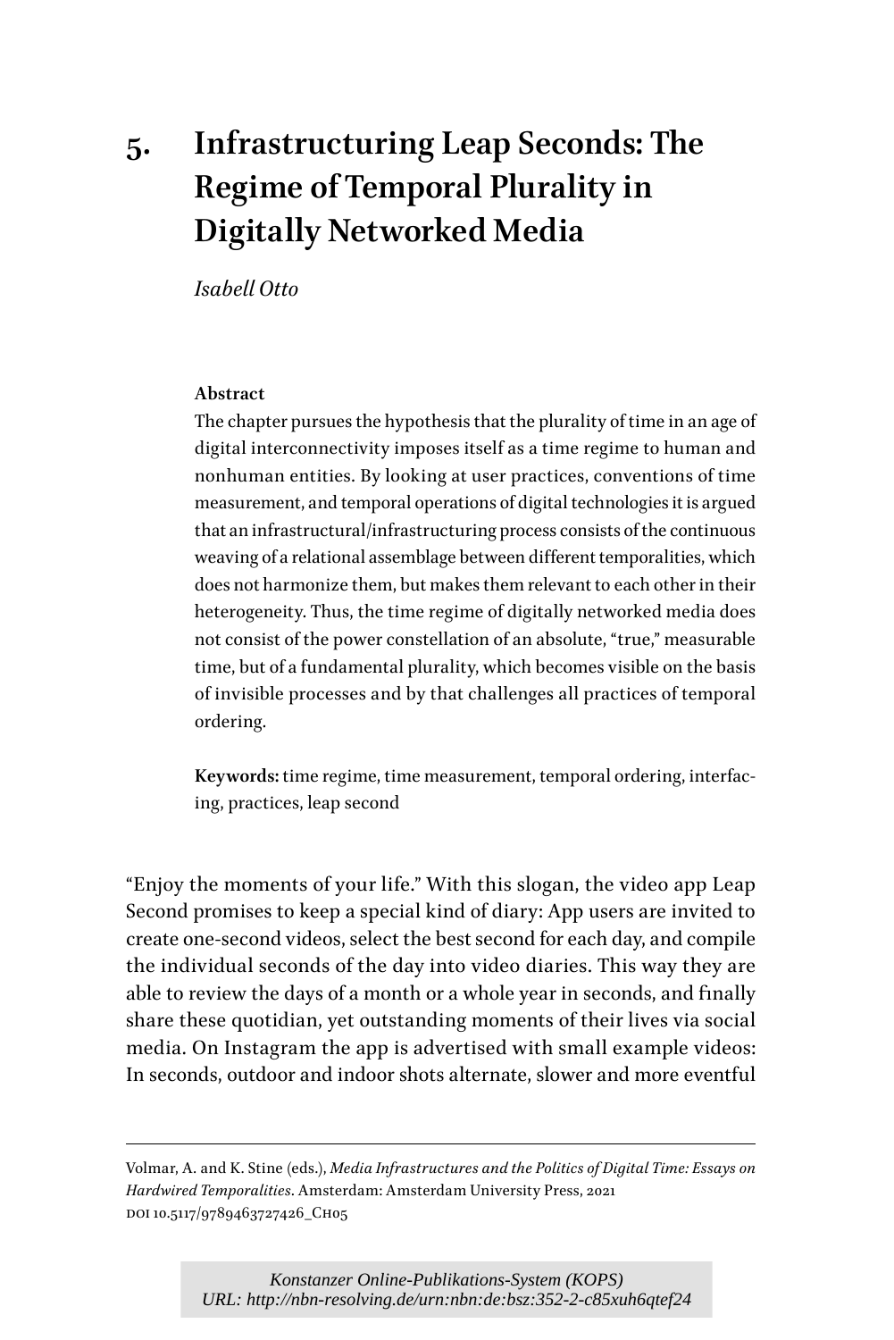# 5. Infrastructuring Leap Seconds: The Regime of Temporal Plurality in Digitally Networked Media

*Isabell Otto*

**Abstract**

The chapter pursues the hypothesis that the plurality of time in an age of digital interconnectivity imposes itself as a time regime to human and nonhuman entities. By looking at user practices, conventions of time measurement, and temporal operations of digital technologies it is argued that an infrastructural/infrastructuring process consists of the continuous weaving of a relational assemblage between different temporalities, which does not harmonize them, but makes them relevant to each other in their heterogeneity. Thus, the time regime of digitally networked media does not consist of the power constellation of an absolute, "true," measurable time, but of a fundamental plurality, which becomes visible on the basis of invisible processes and by that challenges all practices of temporal ordering.

**Keywords:** time regime, time measurement, temporal ordering, interfacing, practices, leap second

"Enjoy the moments of your life." With this slogan, the video app Leap Second promises to keep a special kind of diary: App users are invited to create one-second videos, select the best second for each day, and compile the individual seconds of the day into video diaries. This way they are able to review the days of a month or a whole year in seconds, and finally share these quotidian, yet outstanding moments of their lives via social media. On Instagram the app is advertised with small example videos: In seconds, outdoor and indoor shots alternate, slower and more eventful

---

Volmar, A. and K. Stine (eds.), *Media Infrastructures and the Politics of Digital Time: Essays on Hardwired Temporalities*. Amsterdam: Amsterdam University Press, 2021
DOI 10.5117/9789463727426_CH05

*Konstanzer Online-Publikations-System (KOPS)*
*URL: http://nbn-resolving.de/urn:nbn:de:bsz:352-2-c85xuh6qtef24*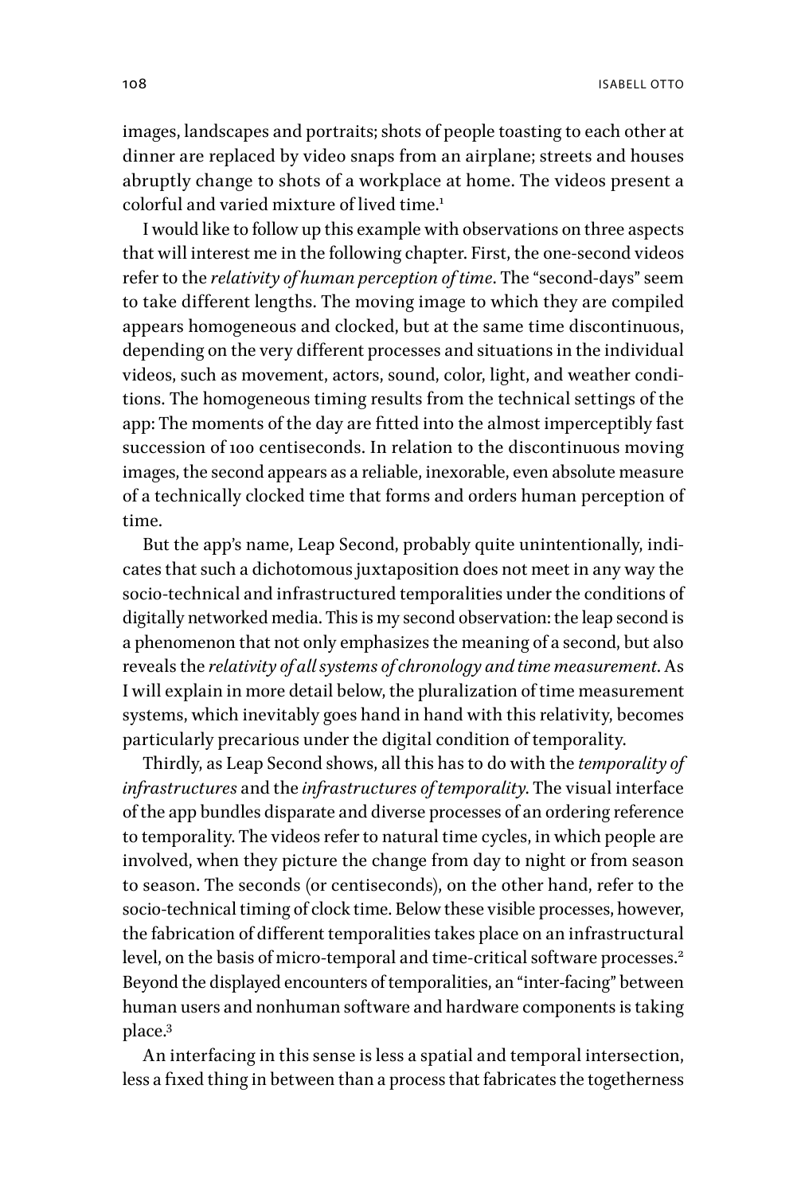images, landscapes and portraits; shots of people toasting to each other at dinner are replaced by video snaps from an airplane; streets and houses abruptly change to shots of a workplace at home. The videos present a colorful and varied mixture of lived time.[1]

I would like to follow up this example with observations on three aspects that will interest me in the following chapter. First, the one-second videos refer to the *relativity of human perception of time*. The "second-days" seem to take different lengths. The moving image to which they are compiled appears homogeneous and clocked, but at the same time discontinuous, depending on the very different processes and situations in the individual videos, such as movement, actors, sound, color, light, and weather conditions. The homogeneous timing results from the technical settings of the app: The moments of the day are fitted into the almost imperceptibly fast succession of 100 centiseconds. In relation to the discontinuous moving images, the second appears as a reliable, inexorable, even absolute measure of a technically clocked time that forms and orders human perception of time.

But the app's name, Leap Second, probably quite unintentionally, indicates that such a dichotomous juxtaposition does not meet in any way the socio-technical and infrastructured temporalities under the conditions of digitally networked media. This is my second observation: the leap second is a phenomenon that not only emphasizes the meaning of a second, but also reveals the *relativity of all systems of chronology and time measurement*. As I will explain in more detail below, the pluralization of time measurement systems, which inevitably goes hand in hand with this relativity, becomes particularly precarious under the digital condition of temporality.

Thirdly, as Leap Second shows, all this has to do with the *temporality of infrastructures* and the *infrastructures of temporality*. The visual interface of the app bundles disparate and diverse processes of an ordering reference to temporality. The videos refer to natural time cycles, in which people are involved, when they picture the change from day to night or from season to season. The seconds (or centiseconds), on the other hand, refer to the socio-technical timing of clock time. Below these visible processes, however, the fabrication of different temporalities takes place on an infrastructural level, on the basis of micro-temporal and time-critical software processes.[2] Beyond the displayed encounters of temporalities, an "inter-facing" between human users and nonhuman software and hardware components is taking place.[3]

An interfacing in this sense is less a spatial and temporal intersection, less a fixed thing in between than a process that fabricates the togetherness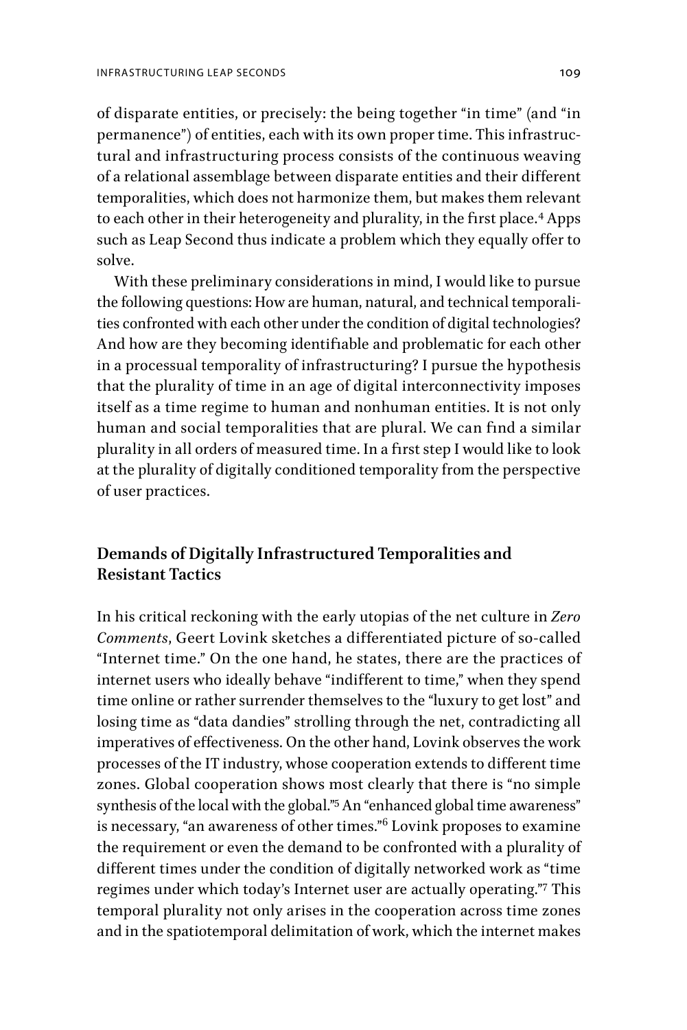of disparate entities, or precisely: the being together "in time" (and "in permanence") of entities, each with its own proper time. This infrastructural and infrastructuring process consists of the continuous weaving of a relational assemblage between disparate entities and their different temporalities, which does not harmonize them, but makes them relevant to each other in their heterogeneity and plurality, in the first place.[4] Apps such as Leap Second thus indicate a problem which they equally offer to solve.

With these preliminary considerations in mind, I would like to pursue the following questions: How are human, natural, and technical temporalities confronted with each other under the condition of digital technologies? And how are they becoming identifiable and problematic for each other in a processual temporality of infrastructuring? I pursue the hypothesis that the plurality of time in an age of digital interconnectivity imposes itself as a time regime to human and nonhuman entities. It is not only human and social temporalities that are plural. We can find a similar plurality in all orders of measured time. In a first step I would like to look at the plurality of digitally conditioned temporality from the perspective of user practices.

## Demands of Digitally Infrastructured Temporalities and Resistant Tactics

In his critical reckoning with the early utopias of the net culture in *Zero Comments*, Geert Lovink sketches a differentiated picture of so-called "Internet time." On the one hand, he states, there are the practices of internet users who ideally behave "indifferent to time," when they spend time online or rather surrender themselves to the "luxury to get lost" and losing time as "data dandies" strolling through the net, contradicting all imperatives of effectiveness. On the other hand, Lovink observes the work processes of the IT industry, whose cooperation extends to different time zones. Global cooperation shows most clearly that there is "no simple synthesis of the local with the global."[5] An "enhanced global time awareness" is necessary, "an awareness of other times."[6] Lovink proposes to examine the requirement or even the demand to be confronted with a plurality of different times under the condition of digitally networked work as "time regimes under which today's Internet user are actually operating."[7] This temporal plurality not only arises in the cooperation across time zones and in the spatiotemporal delimitation of work, which the internet makes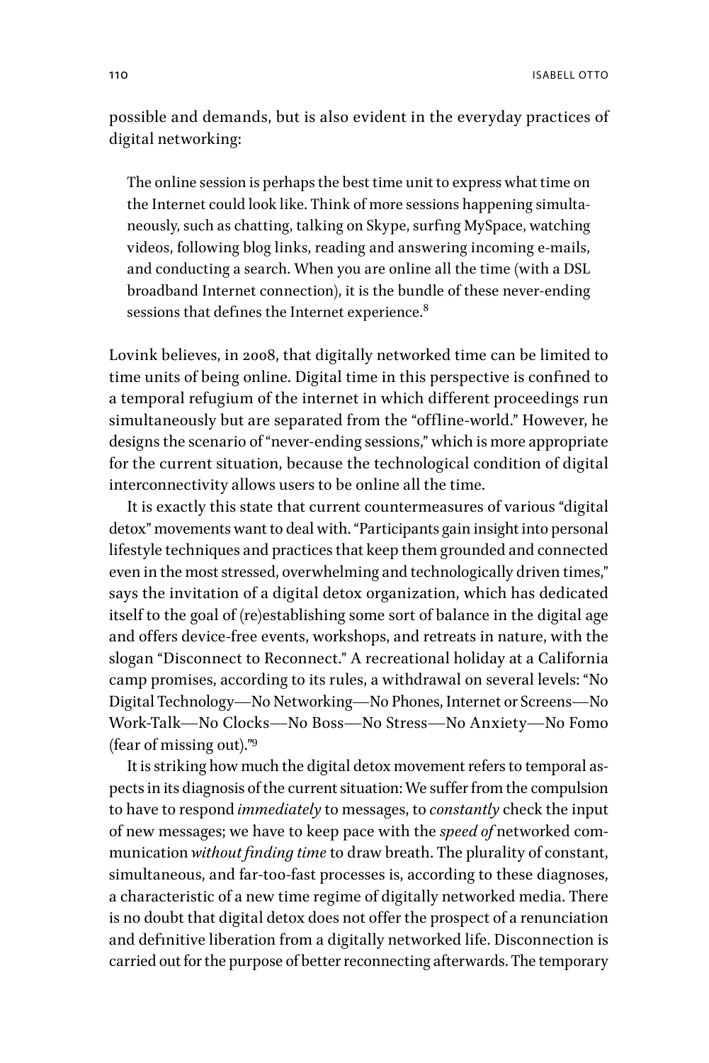possible and demands, but is also evident in the everyday practices of digital networking:

> The online session is perhaps the best time unit to express what time on the Internet could look like. Think of more sessions happening simultaneously, such as chatting, talking on Skype, surfing MySpace, watching videos, following blog links, reading and answering incoming e-mails, and conducting a search. When you are online all the time (with a DSL broadband Internet connection), it is the bundle of these never-ending sessions that defines the Internet experience.[8]

Lovink believes, in 2008, that digitally networked time can be limited to time units of being online. Digital time in this perspective is confined to a temporal refugium of the internet in which different proceedings run simultaneously but are separated from the "offline-world." However, he designs the scenario of "never-ending sessions," which is more appropriate for the current situation, because the technological condition of digital interconnectivity allows users to be online all the time.

It is exactly this state that current countermeasures of various "digital detox" movements want to deal with. "Participants gain insight into personal lifestyle techniques and practices that keep them grounded and connected even in the most stressed, overwhelming and technologically driven times," says the invitation of a digital detox organization, which has dedicated itself to the goal of (re)establishing some sort of balance in the digital age and offers device-free events, workshops, and retreats in nature, with the slogan "Disconnect to Reconnect." A recreational holiday at a California camp promises, according to its rules, a withdrawal on several levels: "No Digital Technology—No Networking—No Phones, Internet or Screens—No Work-Talk—No Clocks—No Boss—No Stress—No Anxiety—No Fomo (fear of missing out)."[9]

It is striking how much the digital detox movement refers to temporal aspects in its diagnosis of the current situation: We suffer from the compulsion to have to respond *immediately* to messages, to *constantly* check the input of new messages; we have to keep pace with the *speed of* networked communication *without finding time* to draw breath. The plurality of constant, simultaneous, and far-too-fast processes is, according to these diagnoses, a characteristic of a new time regime of digitally networked media. There is no doubt that digital detox does not offer the prospect of a renunciation and definitive liberation from a digitally networked life. Disconnection is carried out for the purpose of better reconnecting afterwards. The temporary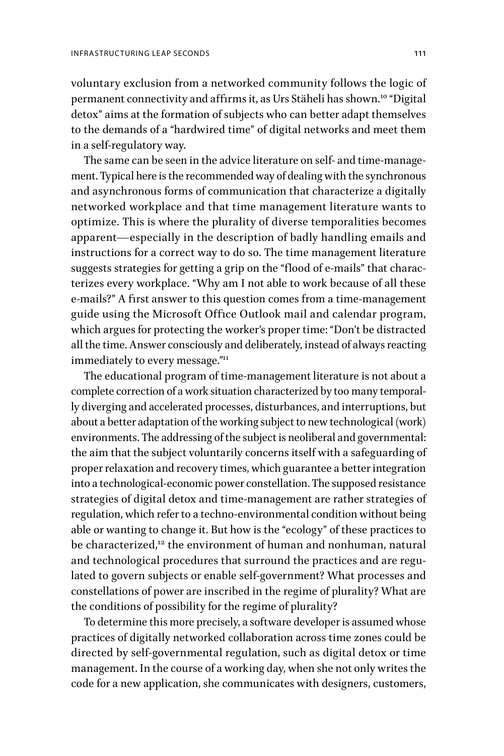voluntary exclusion from a networked community follows the logic of permanent connectivity and affirms it, as Urs Stäheli has shown.[10] "Digital detox" aims at the formation of subjects who can better adapt themselves to the demands of a "hardwired time" of digital networks and meet them in a self-regulatory way.

The same can be seen in the advice literature on self- and time-management. Typical here is the recommended way of dealing with the synchronous and asynchronous forms of communication that characterize a digitally networked workplace and that time management literature wants to optimize. This is where the plurality of diverse temporalities becomes apparent—especially in the description of badly handling emails and instructions for a correct way to do so. The time management literature suggests strategies for getting a grip on the "flood of e-mails" that characterizes every workplace. "Why am I not able to work because of all these e-mails?" A first answer to this question comes from a time-management guide using the Microsoft Office Outlook mail and calendar program, which argues for protecting the worker's proper time: "Don't be distracted all the time. Answer consciously and deliberately, instead of always reacting immediately to every message."[11]

The educational program of time-management literature is not about a complete correction of a work situation characterized by too many temporally diverging and accelerated processes, disturbances, and interruptions, but about a better adaptation of the working subject to new technological (work) environments. The addressing of the subject is neoliberal and governmental: the aim that the subject voluntarily concerns itself with a safeguarding of proper relaxation and recovery times, which guarantee a better integration into a technological-economic power constellation. The supposed resistance strategies of digital detox and time-management are rather strategies of regulation, which refer to a techno-environmental condition without being able or wanting to change it. But how is the "ecology" of these practices to be characterized,[12] the environment of human and nonhuman, natural and technological procedures that surround the practices and are regulated to govern subjects or enable self-government? What processes and constellations of power are inscribed in the regime of plurality? What are the conditions of possibility for the regime of plurality?

To determine this more precisely, a software developer is assumed whose practices of digitally networked collaboration across time zones could be directed by self-governmental regulation, such as digital detox or time management. In the course of a working day, when she not only writes the code for a new application, she communicates with designers, customers,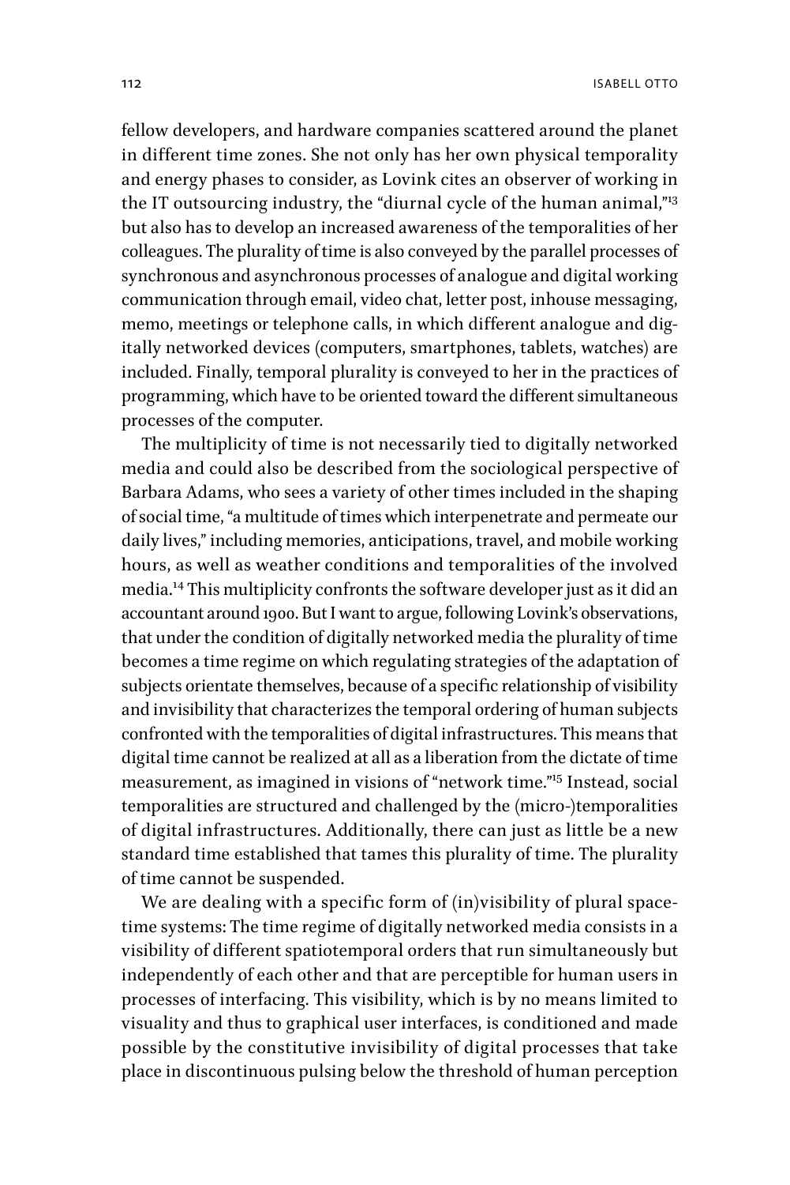fellow developers, and hardware companies scattered around the planet in different time zones. She not only has her own physical temporality and energy phases to consider, as Lovink cites an observer of working in the IT outsourcing industry, the "diurnal cycle of the human animal,"[13] but also has to develop an increased awareness of the temporalities of her colleagues. The plurality of time is also conveyed by the parallel processes of synchronous and asynchronous processes of analogue and digital working communication through email, video chat, letter post, inhouse messaging, memo, meetings or telephone calls, in which different analogue and digitally networked devices (computers, smartphones, tablets, watches) are included. Finally, temporal plurality is conveyed to her in the practices of programming, which have to be oriented toward the different simultaneous processes of the computer.

The multiplicity of time is not necessarily tied to digitally networked media and could also be described from the sociological perspective of Barbara Adams, who sees a variety of other times included in the shaping of social time, "a multitude of times which interpenetrate and permeate our daily lives," including memories, anticipations, travel, and mobile working hours, as well as weather conditions and temporalities of the involved media.[14] This multiplicity confronts the software developer just as it did an accountant around 1900. But I want to argue, following Lovink's observations, that under the condition of digitally networked media the plurality of time becomes a time regime on which regulating strategies of the adaptation of subjects orientate themselves, because of a specific relationship of visibility and invisibility that characterizes the temporal ordering of human subjects confronted with the temporalities of digital infrastructures. This means that digital time cannot be realized at all as a liberation from the dictate of time measurement, as imagined in visions of "network time."[15] Instead, social temporalities are structured and challenged by the (micro-)temporalities of digital infrastructures. Additionally, there can just as little be a new standard time established that tames this plurality of time. The plurality of time cannot be suspended.

We are dealing with a specific form of (in)visibility of plural space-time systems: The time regime of digitally networked media consists in a visibility of different spatiotemporal orders that run simultaneously but independently of each other and that are perceptible for human users in processes of interfacing. This visibility, which is by no means limited to visuality and thus to graphical user interfaces, is conditioned and made possible by the constitutive invisibility of digital processes that take place in discontinuous pulsing below the threshold of human perception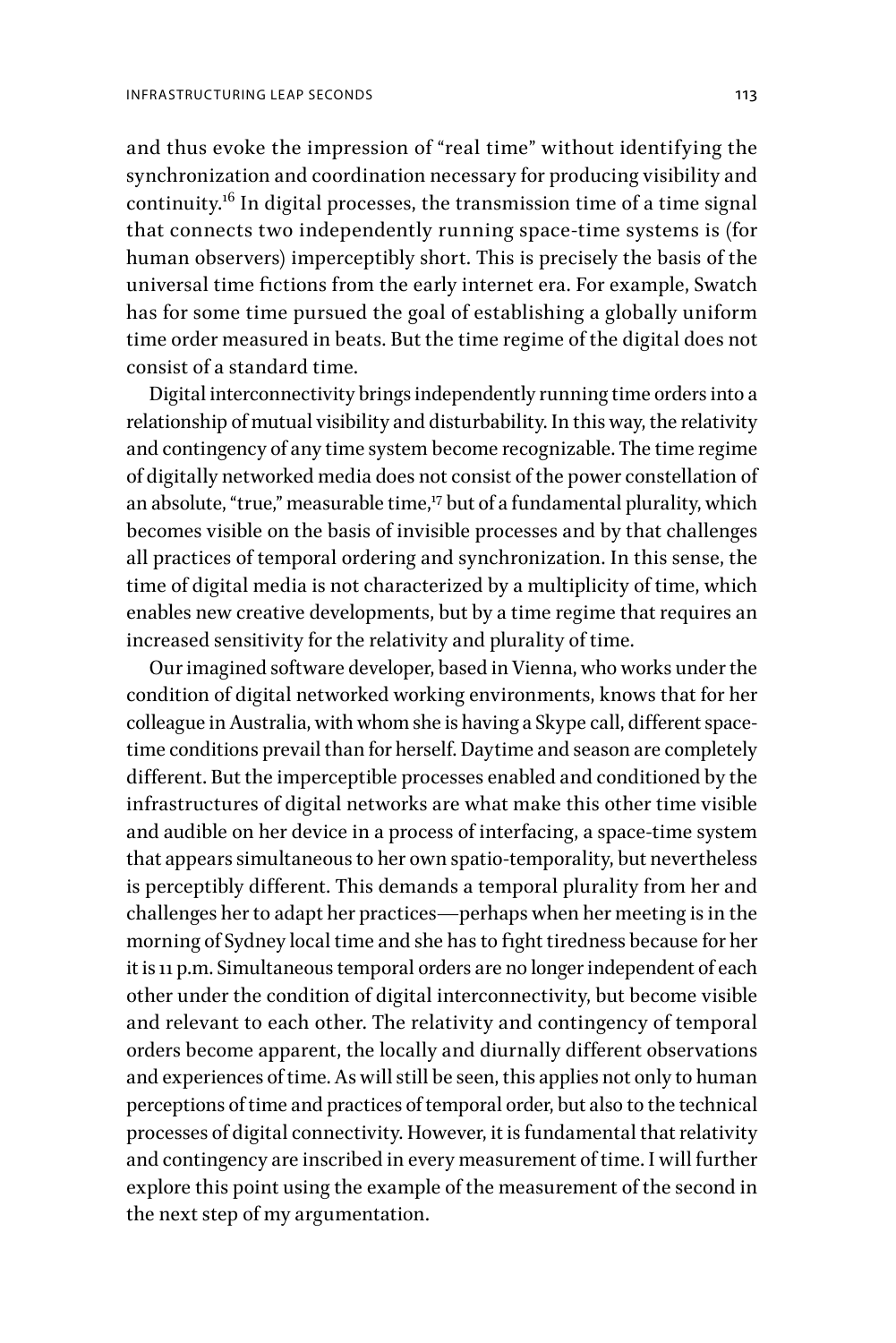and thus evoke the impression of "real time" without identifying the synchronization and coordination necessary for producing visibility and continuity.[16] In digital processes, the transmission time of a time signal that connects two independently running space-time systems is (for human observers) imperceptibly short. This is precisely the basis of the universal time fictions from the early internet era. For example, Swatch has for some time pursued the goal of establishing a globally uniform time order measured in beats. But the time regime of the digital does not consist of a standard time.

Digital interconnectivity brings independently running time orders into a relationship of mutual visibility and disturbability. In this way, the relativity and contingency of any time system become recognizable. The time regime of digitally networked media does not consist of the power constellation of an absolute, "true," measurable time,[17] but of a fundamental plurality, which becomes visible on the basis of invisible processes and by that challenges all practices of temporal ordering and synchronization. In this sense, the time of digital media is not characterized by a multiplicity of time, which enables new creative developments, but by a time regime that requires an increased sensitivity for the relativity and plurality of time.

Our imagined software developer, based in Vienna, who works under the condition of digital networked working environments, knows that for her colleague in Australia, with whom she is having a Skype call, different space-time conditions prevail than for herself. Daytime and season are completely different. But the imperceptible processes enabled and conditioned by the infrastructures of digital networks are what make this other time visible and audible on her device in a process of interfacing, a space-time system that appears simultaneous to her own spatio-temporality, but nevertheless is perceptibly different. This demands a temporal plurality from her and challenges her to adapt her practices—perhaps when her meeting is in the morning of Sydney local time and she has to fight tiredness because for her it is 11 p.m. Simultaneous temporal orders are no longer independent of each other under the condition of digital interconnectivity, but become visible and relevant to each other. The relativity and contingency of temporal orders become apparent, the locally and diurnally different observations and experiences of time. As will still be seen, this applies not only to human perceptions of time and practices of temporal order, but also to the technical processes of digital connectivity. However, it is fundamental that relativity and contingency are inscribed in every measurement of time. I will further explore this point using the example of the measurement of the second in the next step of my argumentation.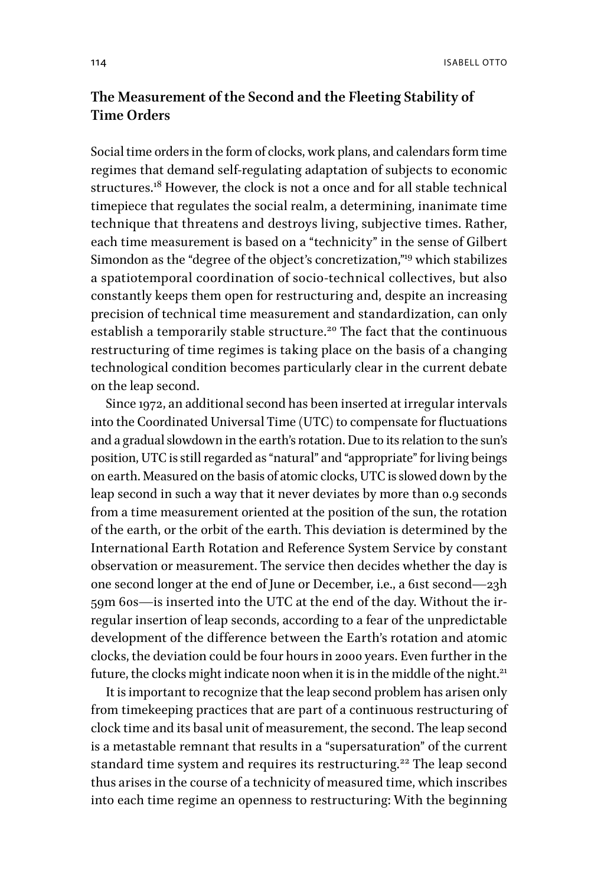## The Measurement of the Second and the Fleeting Stability of Time Orders

Social time orders in the form of clocks, work plans, and calendars form time regimes that demand self-regulating adaptation of subjects to economic structures.[18] However, the clock is not a once and for all stable technical timepiece that regulates the social realm, a determining, inanimate time technique that threatens and destroys living, subjective times. Rather, each time measurement is based on a "technicity" in the sense of Gilbert Simondon as the "degree of the object's concretization,"[19] which stabilizes a spatiotemporal coordination of socio-technical collectives, but also constantly keeps them open for restructuring and, despite an increasing precision of technical time measurement and standardization, can only establish a temporarily stable structure.[20] The fact that the continuous restructuring of time regimes is taking place on the basis of a changing technological condition becomes particularly clear in the current debate on the leap second.

Since 1972, an additional second has been inserted at irregular intervals into the Coordinated Universal Time (UTC) to compensate for fluctuations and a gradual slowdown in the earth's rotation. Due to its relation to the sun's position, UTC is still regarded as "natural" and "appropriate" for living beings on earth. Measured on the basis of atomic clocks, UTC is slowed down by the leap second in such a way that it never deviates by more than 0.9 seconds from a time measurement oriented at the position of the sun, the rotation of the earth, or the orbit of the earth. This deviation is determined by the International Earth Rotation and Reference System Service by constant observation or measurement. The service then decides whether the day is one second longer at the end of June or December, i.e., a 61st second—23h 59m 60s—is inserted into the UTC at the end of the day. Without the irregular insertion of leap seconds, according to a fear of the unpredictable development of the difference between the Earth's rotation and atomic clocks, the deviation could be four hours in 2000 years. Even further in the future, the clocks might indicate noon when it is in the middle of the night.[21]

It is important to recognize that the leap second problem has arisen only from timekeeping practices that are part of a continuous restructuring of clock time and its basal unit of measurement, the second. The leap second is a metastable remnant that results in a "supersaturation" of the current standard time system and requires its restructuring.[22] The leap second thus arises in the course of a technicity of measured time, which inscribes into each time regime an openness to restructuring: With the beginning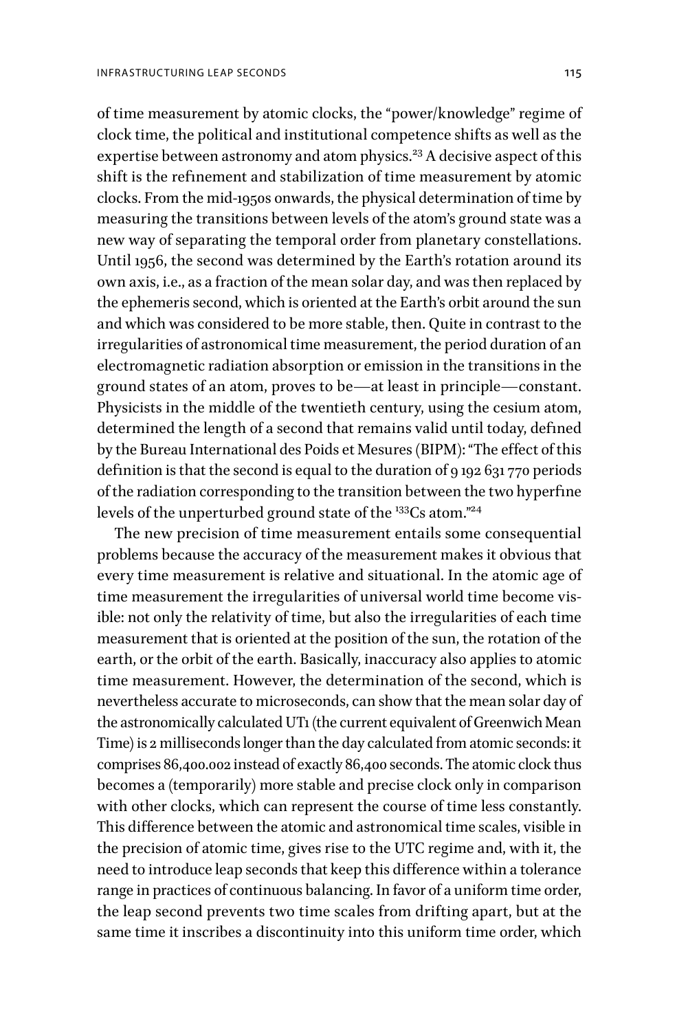of time measurement by atomic clocks, the "power/knowledge" regime of clock time, the political and institutional competence shifts as well as the expertise between astronomy and atom physics.[23] A decisive aspect of this shift is the refinement and stabilization of time measurement by atomic clocks. From the mid-1950s onwards, the physical determination of time by measuring the transitions between levels of the atom's ground state was a new way of separating the temporal order from planetary constellations. Until 1956, the second was determined by the Earth's rotation around its own axis, i.e., as a fraction of the mean solar day, and was then replaced by the ephemeris second, which is oriented at the Earth's orbit around the sun and which was considered to be more stable, then. Quite in contrast to the irregularities of astronomical time measurement, the period duration of an electromagnetic radiation absorption or emission in the transitions in the ground states of an atom, proves to be—at least in principle—constant. Physicists in the middle of the twentieth century, using the cesium atom, determined the length of a second that remains valid until today, defined by the Bureau International des Poids et Mesures (BIPM): "The effect of this definition is that the second is equal to the duration of 9 192 631 770 periods of the radiation corresponding to the transition between the two hyperfine levels of the unperturbed ground state of the $^{133}$Cs atom."[24]

The new precision of time measurement entails some consequential problems because the accuracy of the measurement makes it obvious that every time measurement is relative and situational. In the atomic age of time measurement the irregularities of universal world time become visible: not only the relativity of time, but also the irregularities of each time measurement that is oriented at the position of the sun, the rotation of the earth, or the orbit of the earth. Basically, inaccuracy also applies to atomic time measurement. However, the determination of the second, which is nevertheless accurate to microseconds, can show that the mean solar day of the astronomically calculated UT1 (the current equivalent of Greenwich Mean Time) is 2 milliseconds longer than the day calculated from atomic seconds: it comprises 86,400.002 instead of exactly 86,400 seconds. The atomic clock thus becomes a (temporarily) more stable and precise clock only in comparison with other clocks, which can represent the course of time less constantly. This difference between the atomic and astronomical time scales, visible in the precision of atomic time, gives rise to the UTC regime and, with it, the need to introduce leap seconds that keep this difference within a tolerance range in practices of continuous balancing. In favor of a uniform time order, the leap second prevents two time scales from drifting apart, but at the same time it inscribes a discontinuity into this uniform time order, which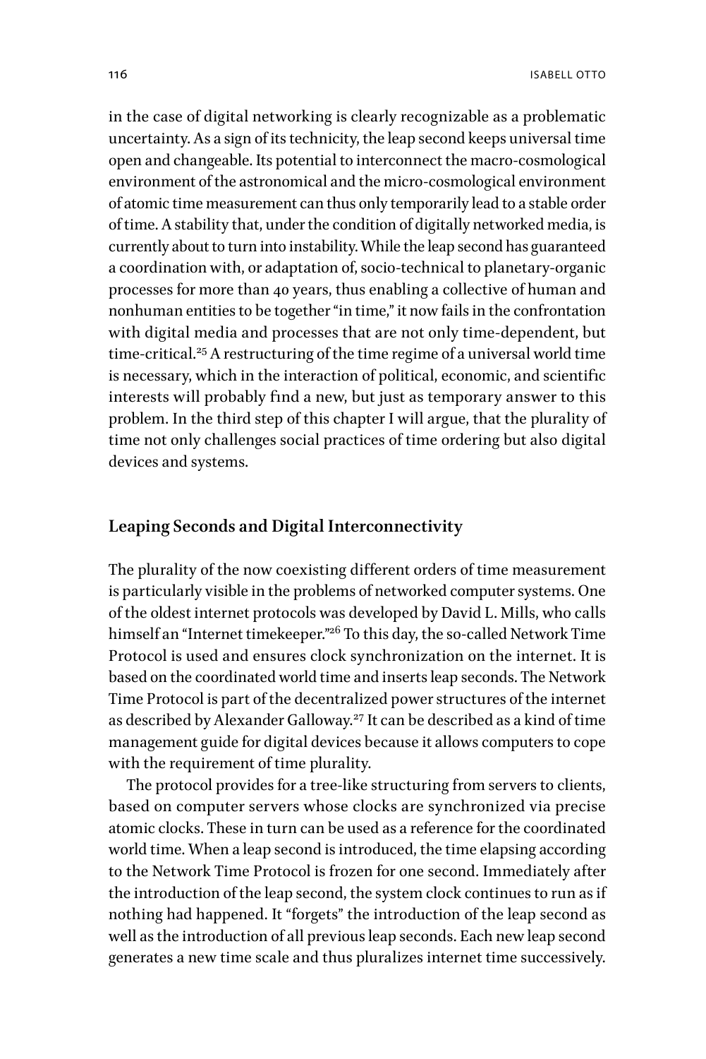in the case of digital networking is clearly recognizable as a problematic uncertainty. As a sign of its technicity, the leap second keeps universal time open and changeable. Its potential to interconnect the macro-cosmological environment of the astronomical and the micro-cosmological environment of atomic time measurement can thus only temporarily lead to a stable order of time. A stability that, under the condition of digitally networked media, is currently about to turn into instability. While the leap second has guaranteed a coordination with, or adaptation of, socio-technical to planetary-organic processes for more than 40 years, thus enabling a collective of human and nonhuman entities to be together "in time," it now fails in the confrontation with digital media and processes that are not only time-dependent, but time-critical.[25] A restructuring of the time regime of a universal world time is necessary, which in the interaction of political, economic, and scientific interests will probably find a new, but just as temporary answer to this problem. In the third step of this chapter I will argue, that the plurality of time not only challenges social practices of time ordering but also digital devices and systems.

## Leaping Seconds and Digital Interconnectivity

The plurality of the now coexisting different orders of time measurement is particularly visible in the problems of networked computer systems. One of the oldest internet protocols was developed by David L. Mills, who calls himself an "Internet timekeeper."[26] To this day, the so-called Network Time Protocol is used and ensures clock synchronization on the internet. It is based on the coordinated world time and inserts leap seconds. The Network Time Protocol is part of the decentralized power structures of the internet as described by Alexander Galloway.[27] It can be described as a kind of time management guide for digital devices because it allows computers to cope with the requirement of time plurality.

The protocol provides for a tree-like structuring from servers to clients, based on computer servers whose clocks are synchronized via precise atomic clocks. These in turn can be used as a reference for the coordinated world time. When a leap second is introduced, the time elapsing according to the Network Time Protocol is frozen for one second. Immediately after the introduction of the leap second, the system clock continues to run as if nothing had happened. It "forgets" the introduction of the leap second as well as the introduction of all previous leap seconds. Each new leap second generates a new time scale and thus pluralizes internet time successively.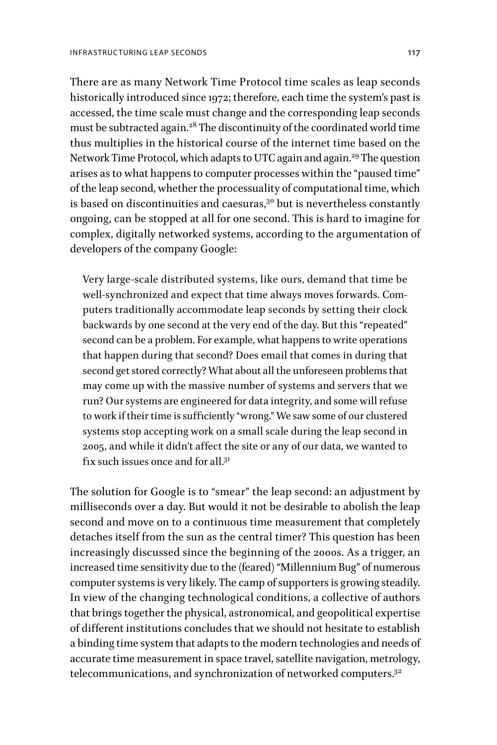There are as many Network Time Protocol time scales as leap seconds historically introduced since 1972; therefore, each time the system's past is accessed, the time scale must change and the corresponding leap seconds must be subtracted again.[28] The discontinuity of the coordinated world time thus multiplies in the historical course of the internet time based on the Network Time Protocol, which adapts to UTC again and again.[29] The question arises as to what happens to computer processes within the "paused time" of the leap second, whether the processuality of computational time, which is based on discontinuities and caesuras,[30] but is nevertheless constantly ongoing, can be stopped at all for one second. This is hard to imagine for complex, digitally networked systems, according to the argumentation of developers of the company Google:

> Very large-scale distributed systems, like ours, demand that time be well-synchronized and expect that time always moves forwards. Computers traditionally accommodate leap seconds by setting their clock backwards by one second at the very end of the day. But this "repeated" second can be a problem. For example, what happens to write operations that happen during that second? Does email that comes in during that second get stored correctly? What about all the unforeseen problems that may come up with the massive number of systems and servers that we run? Our systems are engineered for data integrity, and some will refuse to work if their time is sufficiently "wrong." We saw some of our clustered systems stop accepting work on a small scale during the leap second in 2005, and while it didn't affect the site or any of our data, we wanted to fix such issues once and for all.[31]

The solution for Google is to "smear" the leap second: an adjustment by milliseconds over a day. But would it not be desirable to abolish the leap second and move on to a continuous time measurement that completely detaches itself from the sun as the central timer? This question has been increasingly discussed since the beginning of the 2000s. As a trigger, an increased time sensitivity due to the (feared) "Millennium Bug" of numerous computer systems is very likely. The camp of supporters is growing steadily. In view of the changing technological conditions, a collective of authors that brings together the physical, astronomical, and geopolitical expertise of different institutions concludes that we should not hesitate to establish a binding time system that adapts to the modern technologies and needs of accurate time measurement in space travel, satellite navigation, metrology, telecommunications, and synchronization of networked computers.[32]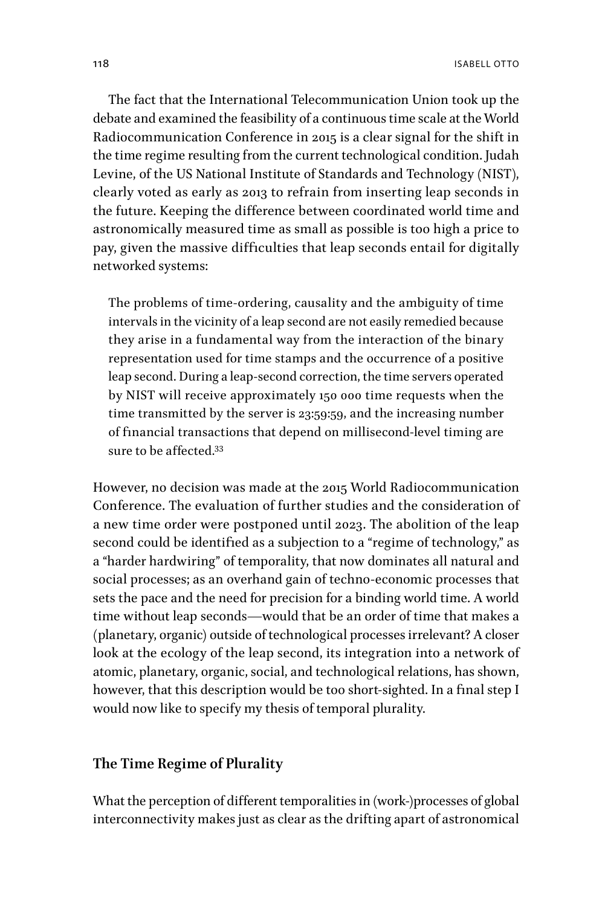The fact that the International Telecommunication Union took up the debate and examined the feasibility of a continuous time scale at the World Radiocommunication Conference in 2015 is a clear signal for the shift in the time regime resulting from the current technological condition. Judah Levine, of the US National Institute of Standards and Technology (NIST), clearly voted as early as 2013 to refrain from inserting leap seconds in the future. Keeping the difference between coordinated world time and astronomically measured time as small as possible is too high a price to pay, given the massive difficulties that leap seconds entail for digitally networked systems:

> The problems of time-ordering, causality and the ambiguity of time intervals in the vicinity of a leap second are not easily remedied because they arise in a fundamental way from the interaction of the binary representation used for time stamps and the occurrence of a positive leap second. During a leap-second correction, the time servers operated by NIST will receive approximately 150 000 time requests when the time transmitted by the server is 23:59:59, and the increasing number of financial transactions that depend on millisecond-level timing are sure to be affected.[33]

However, no decision was made at the 2015 World Radiocommunication Conference. The evaluation of further studies and the consideration of a new time order were postponed until 2023. The abolition of the leap second could be identified as a subjection to a "regime of technology," as a "harder hardwiring" of temporality, that now dominates all natural and social processes; as an overhand gain of techno-economic processes that sets the pace and the need for precision for a binding world time. A world time without leap seconds—would that be an order of time that makes a (planetary, organic) outside of technological processes irrelevant? A closer look at the ecology of the leap second, its integration into a network of atomic, planetary, organic, social, and technological relations, has shown, however, that this description would be too short-sighted. In a final step I would now like to specify my thesis of temporal plurality.

## The Time Regime of Plurality

What the perception of different temporalities in (work-)processes of global interconnectivity makes just as clear as the drifting apart of astronomical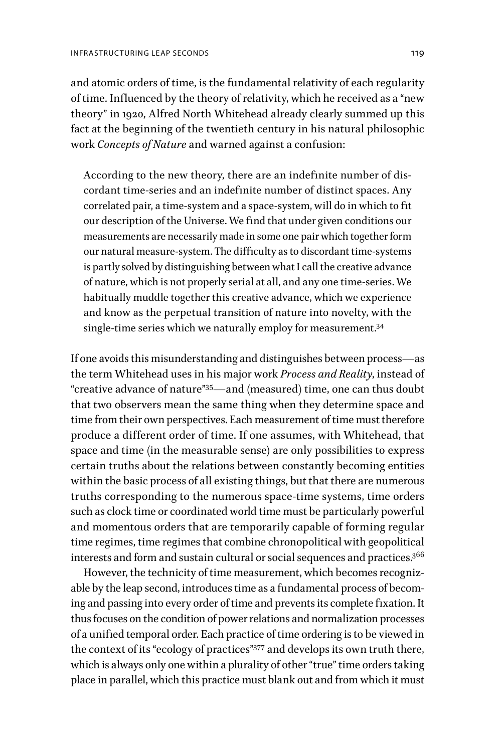and atomic orders of time, is the fundamental relativity of each regularity of time. Influenced by the theory of relativity, which he received as a "new theory" in 1920, Alfred North Whitehead already clearly summed up this fact at the beginning of the twentieth century in his natural philosophic work *Concepts of Nature* and warned against a confusion:

> According to the new theory, there are an indefinite number of discordant time-series and an indefinite number of distinct spaces. Any correlated pair, a time-system and a space-system, will do in which to fit our description of the Universe. We find that under given conditions our measurements are necessarily made in some one pair which together form our natural measure-system. The difficulty as to discordant time-systems is partly solved by distinguishing between what I call the creative advance of nature, which is not properly serial at all, and any one time-series. We habitually muddle together this creative advance, which we experience and know as the perpetual transition of nature into novelty, with the single-time series which we naturally employ for measurement.[34]

If one avoids this misunderstanding and distinguishes between process—as the term Whitehead uses in his major work *Process and Reality*, instead of "creative advance of nature"[35]—and (measured) time, one can thus doubt that two observers mean the same thing when they determine space and time from their own perspectives. Each measurement of time must therefore produce a different order of time. If one assumes, with Whitehead, that space and time (in the measurable sense) are only possibilities to express certain truths about the relations between constantly becoming entities within the basic process of all existing things, but that there are numerous truths corresponding to the numerous space-time systems, time orders such as clock time or coordinated world time must be particularly powerful and momentous orders that are temporarily capable of forming regular time regimes, time regimes that combine chronopolitical with geopolitical interests and form and sustain cultural or social sequences and practices.[366]

However, the technicity of time measurement, which becomes recognizable by the leap second, introduces time as a fundamental process of becoming and passing into every order of time and prevents its complete fixation. It thus focuses on the condition of power relations and normalization processes of a unified temporal order. Each practice of time ordering is to be viewed in the context of its "ecology of practices"[377] and develops its own truth there, which is always only one within a plurality of other "true" time orders taking place in parallel, which this practice must blank out and from which it must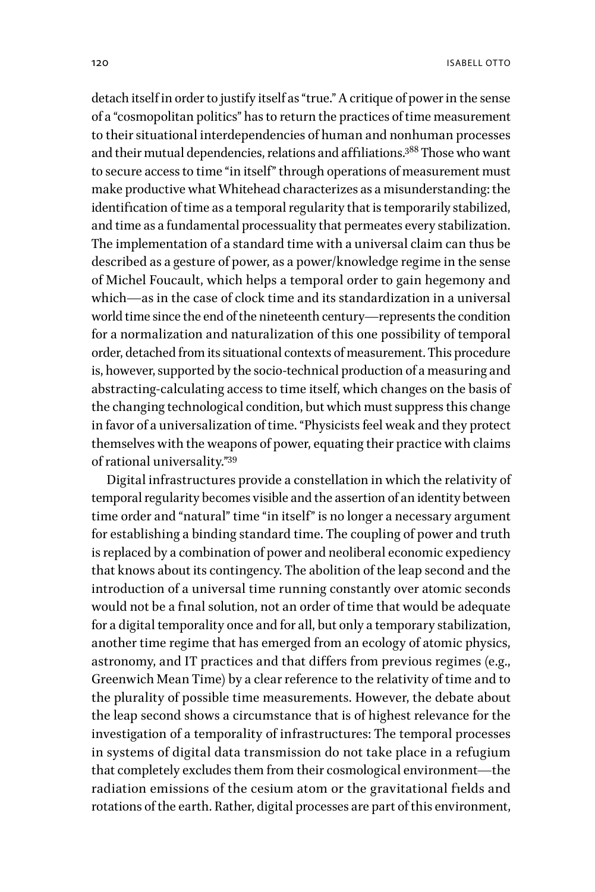detach itself in order to justify itself as "true." A critique of power in the sense of a "cosmopolitan politics" has to return the practices of time measurement to their situational interdependencies of human and nonhuman processes and their mutual dependencies, relations and affiliations.[388] Those who want to secure access to time "in itself" through operations of measurement must make productive what Whitehead characterizes as a misunderstanding: the identification of time as a temporal regularity that is temporarily stabilized, and time as a fundamental processuality that permeates every stabilization. The implementation of a standard time with a universal claim can thus be described as a gesture of power, as a power/knowledge regime in the sense of Michel Foucault, which helps a temporal order to gain hegemony and which—as in the case of clock time and its standardization in a universal world time since the end of the nineteenth century—represents the condition for a normalization and naturalization of this one possibility of temporal order, detached from its situational contexts of measurement. This procedure is, however, supported by the socio-technical production of a measuring and abstracting-calculating access to time itself, which changes on the basis of the changing technological condition, but which must suppress this change in favor of a universalization of time. "Physicists feel weak and they protect themselves with the weapons of power, equating their practice with claims of rational universality."[39]

Digital infrastructures provide a constellation in which the relativity of temporal regularity becomes visible and the assertion of an identity between time order and "natural" time "in itself" is no longer a necessary argument for establishing a binding standard time. The coupling of power and truth is replaced by a combination of power and neoliberal economic expediency that knows about its contingency. The abolition of the leap second and the introduction of a universal time running constantly over atomic seconds would not be a final solution, not an order of time that would be adequate for a digital temporality once and for all, but only a temporary stabilization, another time regime that has emerged from an ecology of atomic physics, astronomy, and IT practices and that differs from previous regimes (e.g., Greenwich Mean Time) by a clear reference to the relativity of time and to the plurality of possible time measurements. However, the debate about the leap second shows a circumstance that is of highest relevance for the investigation of a temporality of infrastructures: The temporal processes in systems of digital data transmission do not take place in a refugium that completely excludes them from their cosmological environment—the radiation emissions of the cesium atom or the gravitational fields and rotations of the earth. Rather, digital processes are part of this environment,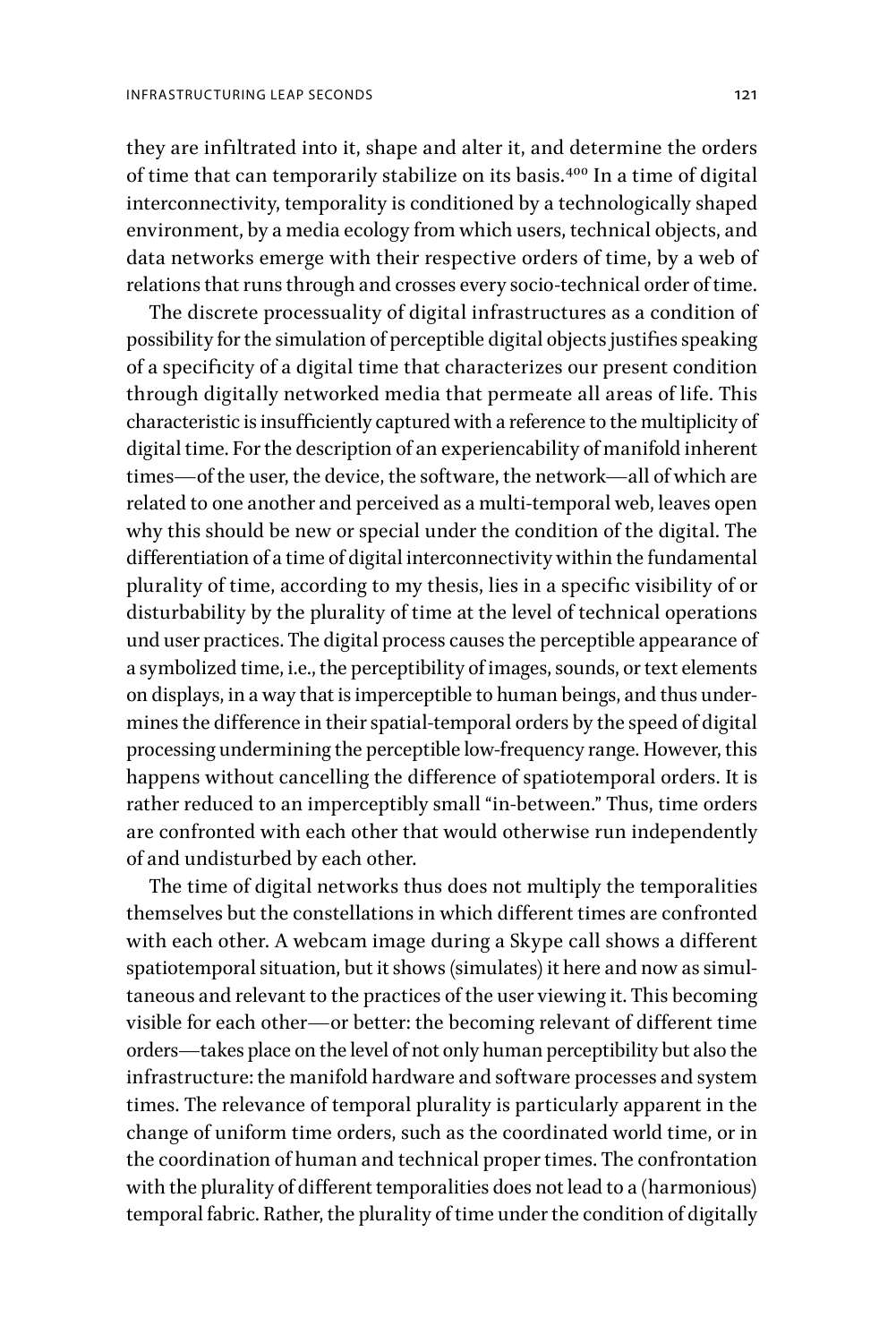they are infiltrated into it, shape and alter it, and determine the orders of time that can temporarily stabilize on its basis.[400] In a time of digital interconnectivity, temporality is conditioned by a technologically shaped environment, by a media ecology from which users, technical objects, and data networks emerge with their respective orders of time, by a web of relations that runs through and crosses every socio-technical order of time.

The discrete processuality of digital infrastructures as a condition of possibility for the simulation of perceptible digital objects justifies speaking of a specificity of a digital time that characterizes our present condition through digitally networked media that permeate all areas of life. This characteristic is insufficiently captured with a reference to the multiplicity of digital time. For the description of an experiencability of manifold inherent times—of the user, the device, the software, the network—all of which are related to one another and perceived as a multi-temporal web, leaves open why this should be new or special under the condition of the digital. The differentiation of a time of digital interconnectivity within the fundamental plurality of time, according to my thesis, lies in a specific visibility of or disturbability by the plurality of time at the level of technical operations und user practices. The digital process causes the perceptible appearance of a symbolized time, i.e., the perceptibility of images, sounds, or text elements on displays, in a way that is imperceptible to human beings, and thus undermines the difference in their spatial-temporal orders by the speed of digital processing undermining the perceptible low-frequency range. However, this happens without cancelling the difference of spatiotemporal orders. It is rather reduced to an imperceptibly small "in-between." Thus, time orders are confronted with each other that would otherwise run independently of and undisturbed by each other.

The time of digital networks thus does not multiply the temporalities themselves but the constellations in which different times are confronted with each other. A webcam image during a Skype call shows a different spatiotemporal situation, but it shows (simulates) it here and now as simultaneous and relevant to the practices of the user viewing it. This becoming visible for each other—or better: the becoming relevant of different time orders—takes place on the level of not only human perceptibility but also the infrastructure: the manifold hardware and software processes and system times. The relevance of temporal plurality is particularly apparent in the change of uniform time orders, such as the coordinated world time, or in the coordination of human and technical proper times. The confrontation with the plurality of different temporalities does not lead to a (harmonious) temporal fabric. Rather, the plurality of time under the condition of digitally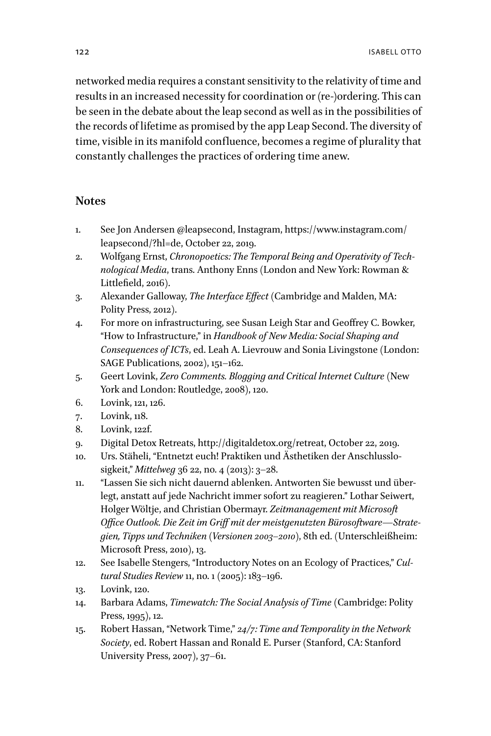networked media requires a constant sensitivity to the relativity of time and results in an increased necessity for coordination or (re-)ordering. This can be seen in the debate about the leap second as well as in the possibilities of the records of lifetime as promised by the app Leap Second. The diversity of time, visible in its manifold confluence, becomes a regime of plurality that constantly challenges the practices of ordering time anew.

## Notes

1. See Jon Andersen @leapsecond, Instagram, https://www.instagram.com/leapsecond/?hl=de, October 22, 2019.
2. Wolfgang Ernst, *Chronopoetics: The Temporal Being and Operativity of Technological Media*, trans. Anthony Enns (London and New York: Rowman & Littlefield, 2016).
3. Alexander Galloway, *The Interface Effect* (Cambridge and Malden, MA: Polity Press, 2012).
4. For more on infrastructuring, see Susan Leigh Star and Geoffrey C. Bowker, "How to Infrastructure," in *Handbook of New Media: Social Shaping and Consequences of ICTs*, ed. Leah A. Lievrouw and Sonia Livingstone (London: SAGE Publications, 2002), 151–162.
5. Geert Lovink, *Zero Comments. Blogging and Critical Internet Culture* (New York and London: Routledge, 2008), 120.
6. Lovink, 121, 126.
7. Lovink, 118.
8. Lovink, 122f.
9. Digital Detox Retreats, http://digitaldetox.org/retreat, October 22, 2019.
10. Urs Stäheli, "Entnetzt euch! Praktiken und Ästhetiken der Anschlusslosigkeit," *Mittelweg* 36 22, no. 4 (2013): 3–28.
11. "Lassen Sie sich nicht dauernd ablenken. Antworten Sie bewusst und überlegt, anstatt auf jede Nachricht immer sofort zu reagieren." Lothar Seiwert, Holger Wöltje, and Christian Obermayr. *Zeitmanagement mit Microsoft Office Outlook. Die Zeit im Griff mit der meistgenutzten Bürosoftware—Strategien, Tipps und Techniken* (*Versionen 2003–2010*), 8th ed. (Unterschleißheim: Microsoft Press, 2010), 13.
12. See Isabelle Stengers, "Introductory Notes on an Ecology of Practices," *Cultural Studies Review* 11, no. 1 (2005): 183–196.
13. Lovink, 120.
14. Barbara Adams, *Timewatch: The Social Analysis of Time* (Cambridge: Polity Press, 1995), 12.
15. Robert Hassan, "Network Time," *24/7: Time and Temporality in the Network Society*, ed. Robert Hassan and Ronald E. Purser (Stanford, CA: Stanford University Press, 2007), 37–61.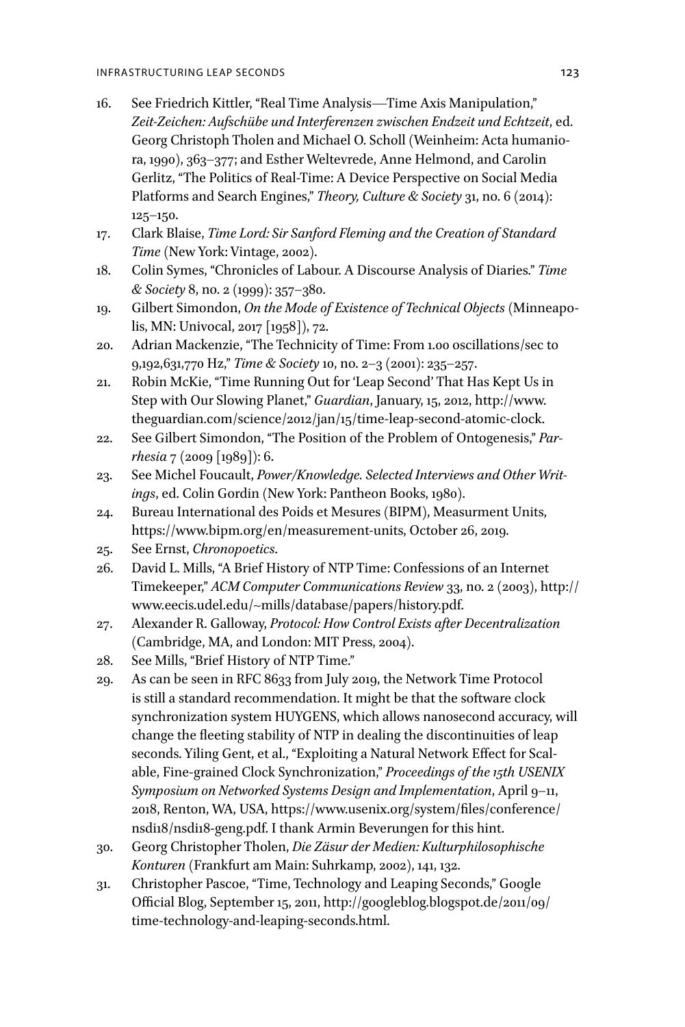16. See Friedrich Kittler, "Real Time Analysis—Time Axis Manipulation," *Zeit-Zeichen: Aufschübe und Interferenzen zwischen Endzeit und Echtzeit*, ed. Georg Christoph Tholen and Michael O. Scholl (Weinheim: Acta humaniora, 1990), 363–377; and Esther Weltevrede, Anne Helmond, and Carolin Gerlitz, "The Politics of Real-Time: A Device Perspective on Social Media Platforms and Search Engines," *Theory, Culture & Society* 31, no. 6 (2014): 125–150.
17. Clark Blaise, *Time Lord: Sir Sanford Fleming and the Creation of Standard Time* (New York: Vintage, 2002).
18. Colin Symes, "Chronicles of Labour. A Discourse Analysis of Diaries." *Time & Society* 8, no. 2 (1999): 357–380.
19. Gilbert Simondon, *On the Mode of Existence of Technical Objects* (Minneapolis, MN: Univocal, 2017 [1958]), 72.
20. Adrian Mackenzie, "The Technicity of Time: From 1.00 oscillations/sec to 9,192,631,770 Hz," *Time & Society* 10, no. 2–3 (2001): 235–257.
21. Robin McKie, "Time Running Out for 'Leap Second' That Has Kept Us in Step with Our Slowing Planet," *Guardian*, January, 15, 2012, http://www.theguardian.com/science/2012/jan/15/time-leap-second-atomic-clock.
22. See Gilbert Simondon, "The Position of the Problem of Ontogenesis," *Parrhesia* 7 (2009 [1989]): 6.
23. See Michel Foucault, *Power/Knowledge. Selected Interviews and Other Writings*, ed. Colin Gordin (New York: Pantheon Books, 1980).
24. Bureau International des Poids et Mesures (BIPM), Measurment Units, https://www.bipm.org/en/measurement-units, October 26, 2019.
25. See Ernst, *Chronopoetics*.
26. David L. Mills, "A Brief History of NTP Time: Confessions of an Internet Timekeeper," *ACM Computer Communications Review* 33, no. 2 (2003), http://www.eecis.udel.edu/~mills/database/papers/history.pdf.
27. Alexander R. Galloway, *Protocol: How Control Exists after Decentralization* (Cambridge, MA, and London: MIT Press, 2004).
28. See Mills, "Brief History of NTP Time."
29. As can be seen in RFC 8633 from July 2019, the Network Time Protocol is still a standard recommendation. It might be that the software clock synchronization system HUYGENS, which allows nanosecond accuracy, will change the fleeting stability of NTP in dealing the discontinuities of leap seconds. Yiling Gent, et al., "Exploiting a Natural Network Effect for Scalable, Fine-grained Clock Synchronization," *Proceedings of the 15th USENIX Symposium on Networked Systems Design and Implementation*, April 9–11, 2018, Renton, WA, USA, https://www.usenix.org/system/files/conference/nsdi18/nsdi18-geng.pdf. I thank Armin Beverungen for this hint.
30. Georg Christopher Tholen, *Die Zäsur der Medien: Kulturphilosophische Konturen* (Frankfurt am Main: Suhrkamp, 2002), 141, 132.
31. Christopher Pascoe, "Time, Technology and Leaping Seconds," Google Official Blog, September 15, 2011, http://googleblog.blogspot.de/2011/09/time-technology-and-leaping-seconds.html.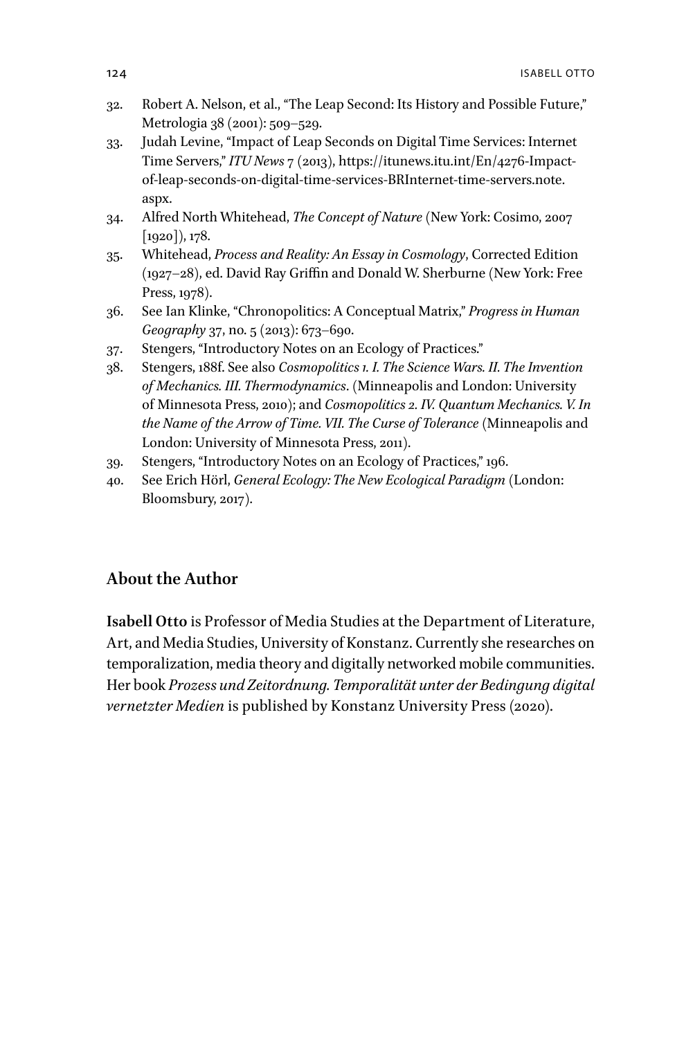32. Robert A. Nelson, et al., "The Leap Second: Its History and Possible Future," Metrologia 38 (2001): 509–529.
33. Judah Levine, "Impact of Leap Seconds on Digital Time Services: Internet Time Servers," *ITU News* 7 (2013), https://itunews.itu.int/En/4276-Impact-of-leap-seconds-on-digital-time-services-BRInternet-time-servers.note.aspx.
34. Alfred North Whitehead, *The Concept of Nature* (New York: Cosimo, 2007 [1920]), 178.
35. Whitehead, *Process and Reality: An Essay in Cosmology*, Corrected Edition (1927–28), ed. David Ray Griffin and Donald W. Sherburne (New York: Free Press, 1978).
36. See Ian Klinke, "Chronopolitics: A Conceptual Matrix," *Progress in Human Geography* 37, no. 5 (2013): 673–690.
37. Stengers, "Introductory Notes on an Ecology of Practices."
38. Stengers, 188f. See also *Cosmopolitics 1. I. The Science Wars. II. The Invention of Mechanics. III. Thermodynamics*. (Minneapolis and London: University of Minnesota Press, 2010); and *Cosmopolitics 2. IV. Quantum Mechanics. V. In the Name of the Arrow of Time. VII. The Curse of Tolerance* (Minneapolis and London: University of Minnesota Press, 2011).
39. Stengers, "Introductory Notes on an Ecology of Practices," 196.
40. See Erich Hörl, *General Ecology: The New Ecological Paradigm* (London: Bloomsbury, 2017).

## About the Author

**Isabell Otto** is Professor of Media Studies at the Department of Literature, Art, and Media Studies, University of Konstanz. Currently she researches on temporalization, media theory and digitally networked mobile communities. Her book *Prozess und Zeitordnung. Temporalität unter der Bedingung digital vernetzter Medien* is published by Konstanz University Press (2020).